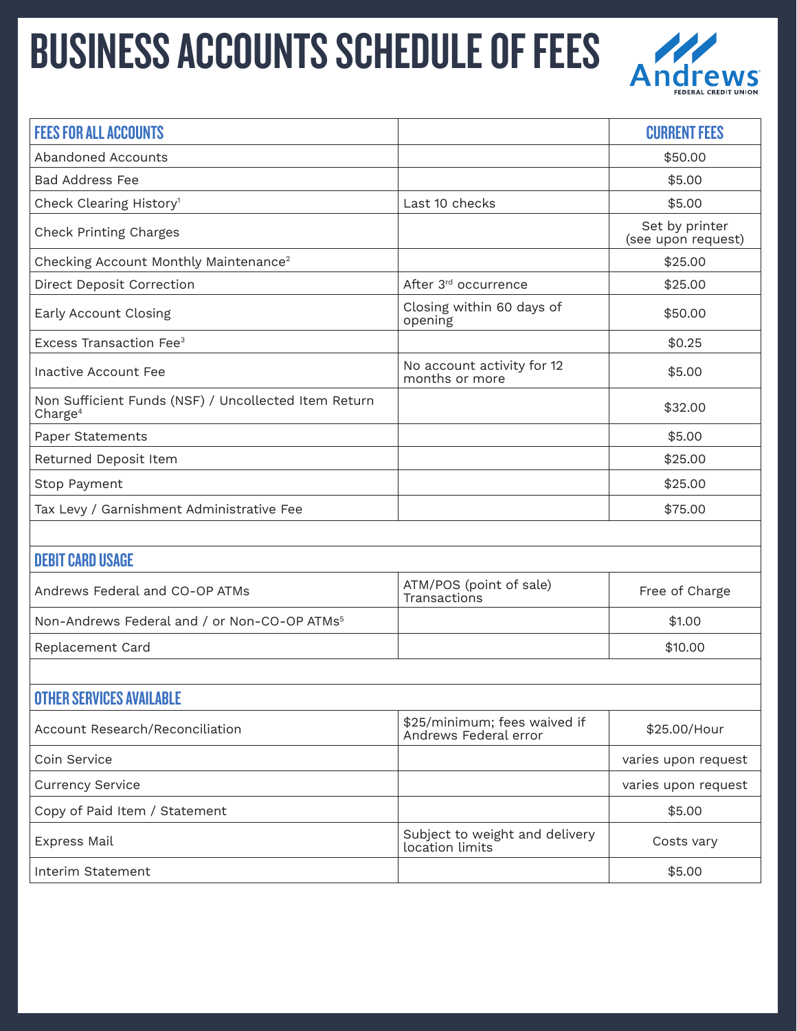# BUSINESS ACCOUNTS SCHEDULE OF FEES

Andrews FEDERAL CREDIT UNION

| FEES FOR ALL ACCOUNTS | | CURRENT FEES |
|---|---|---|
| Abandoned Accounts | | $50.00 |
| Bad Address Fee | | $5.00 |
| Check Clearing History[1] | Last 10 checks | $5.00 |
| Check Printing Charges | | Set by printer (see upon request) |
| Checking Account Monthly Maintenance[2] | | $25.00 |
| Direct Deposit Correction | After 3rd occurrence | $25.00 |
| Early Account Closing | Closing within 60 days of opening | $50.00 |
| Excess Transaction Fee[3] | | $0.25 |
| Inactive Account Fee | No account activity for 12 months or more | $5.00 |
| Non Sufficient Funds (NSF) / Uncollected Item Return Charge[4] | | $32.00 |
| Paper Statements | | $5.00 |
| Returned Deposit Item | | $25.00 |
| Stop Payment | | $25.00 |
| Tax Levy / Garnishment Administrative Fee | | $75.00 |
| | | |
| **DEBIT CARD USAGE** | | |
| Andrews Federal and CO-OP ATMs | ATM/POS (point of sale) Transactions | Free of Charge |
| Non-Andrews Federal and / or Non-CO-OP ATMs[5] | | $1.00 |
| Replacement Card | | $10.00 |
| | | |
| **OTHER SERVICES AVAILABLE** | | |
| Account Research/Reconciliation | $25/minimum; fees waived if Andrews Federal error | $25.00/Hour |
| Coin Service | | varies upon request |
| Currency Service | | varies upon request |
| Copy of Paid Item / Statement | | $5.00 |
| Express Mail | Subject to weight and delivery location limits | Costs vary |
| Interim Statement | | $5.00 |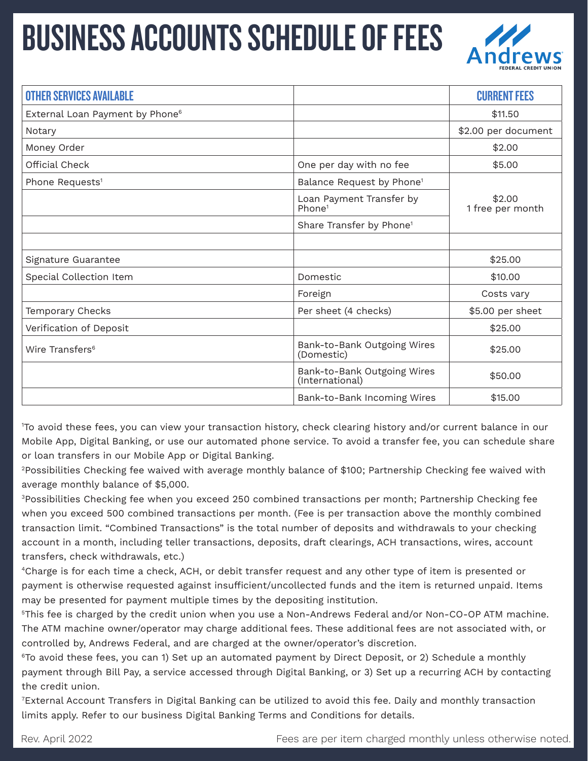# BUSINESS ACCOUNTS SCHEDULE OF FEES

Andrews FEDERAL CREDIT UNION

| OTHER SERVICES AVAILABLE | | CURRENT FEES |
|---|---|---|
| External Loan Payment by Phone[6] | | $11.50 |
| Notary | | $2.00 per document |
| Money Order | | $2.00 |
| Official Check | One per day with no fee | $5.00 |
| Phone Requests[1] | Balance Request by Phone[1] | $2.00 1 free per month |
| | Loan Payment Transfer by Phone[1] | |
| | Share Transfer by Phone[1] | |
| | | |
| Signature Guarantee | | $25.00 |
| Special Collection Item | Domestic | $10.00 |
| | Foreign | Costs vary |
| Temporary Checks | Per sheet (4 checks) | $5.00 per sheet |
| Verification of Deposit | | $25.00 |
| Wire Transfers[6] | Bank-to-Bank Outgoing Wires (Domestic) | $25.00 |
| | Bank-to-Bank Outgoing Wires (International) | $50.00 |
| | Bank-to-Bank Incoming Wires | $15.00 |

[1]To avoid these fees, you can view your transaction history, check clearing history and/or current balance in our Mobile App, Digital Banking, or use our automated phone service. To avoid a transfer fee, you can schedule share or loan transfers in our Mobile App or Digital Banking.

[2]Possibilities Checking fee waived with average monthly balance of $100; Partnership Checking fee waived with average monthly balance of $5,000.

[3]Possibilities Checking fee when you exceed 250 combined transactions per month; Partnership Checking fee when you exceed 500 combined transactions per month. (Fee is per transaction above the monthly combined transaction limit. "Combined Transactions" is the total number of deposits and withdrawals to your checking account in a month, including teller transactions, deposits, draft clearings, ACH transactions, wires, account transfers, check withdrawals, etc.)

[4]Charge is for each time a check, ACH, or debit transfer request and any other type of item is presented or payment is otherwise requested against insufficient/uncollected funds and the item is returned unpaid. Items may be presented for payment multiple times by the depositing institution.

[5]This fee is charged by the credit union when you use a Non-Andrews Federal and/or Non-CO-OP ATM machine. The ATM machine owner/operator may charge additional fees. These additional fees are not associated with, or controlled by, Andrews Federal, and are charged at the owner/operator's discretion.

[6]To avoid these fees, you can 1) Set up an automated payment by Direct Deposit, or 2) Schedule a monthly payment through Bill Pay, a service accessed through Digital Banking, or 3) Set up a recurring ACH by contacting the credit union.

[7]External Account Transfers in Digital Banking can be utilized to avoid this fee. Daily and monthly transaction limits apply. Refer to our business Digital Banking Terms and Conditions for details.

Rev. April 2022

Fees are per item charged monthly unless otherwise noted.